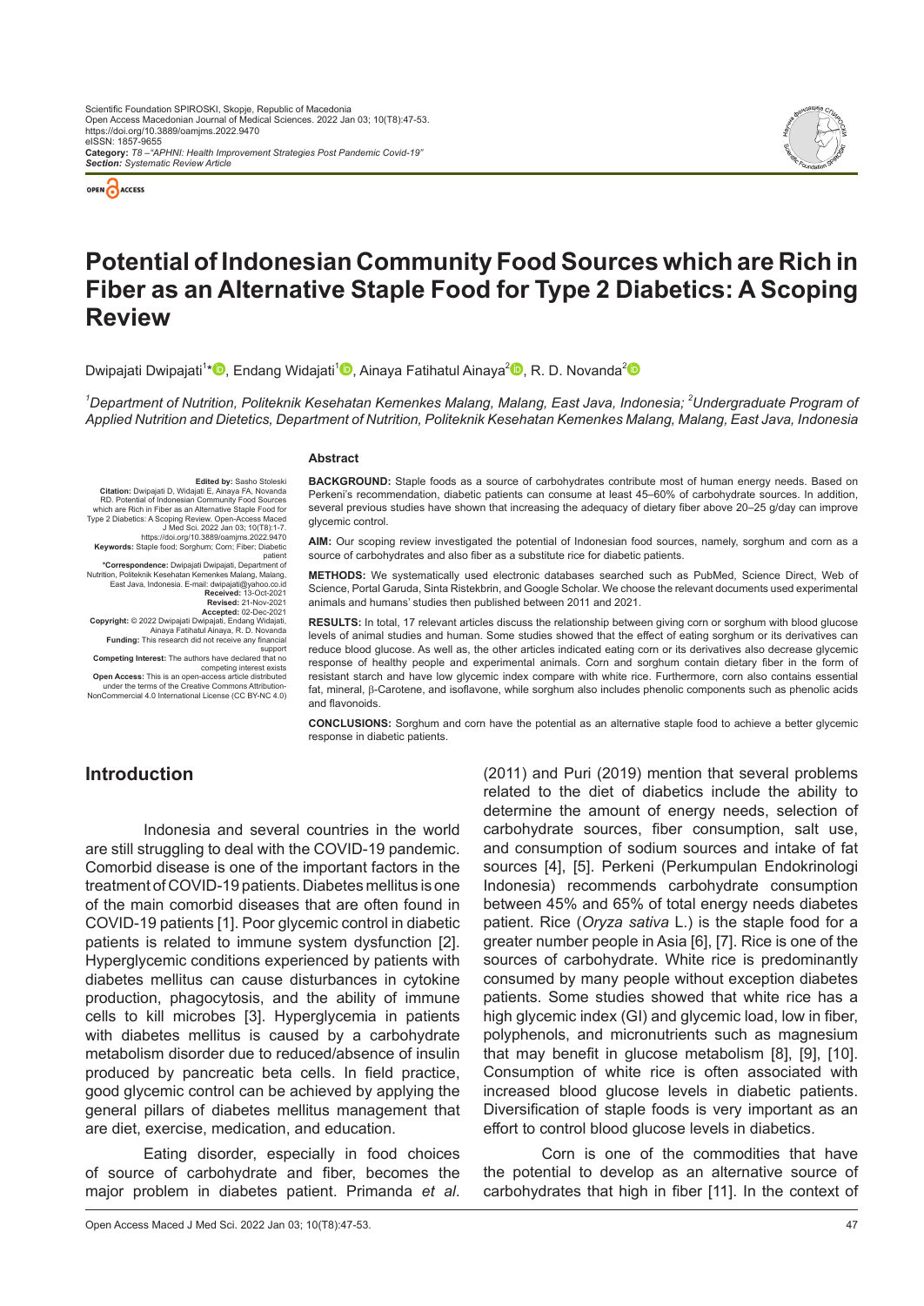Scientific Foundation SPIROSKI, Skopje, Republic of Macedonia
Open Access Macedonian Journal of Medical Sciences. 2022 Jan 03; 10(T8):47-53.
https://doi.org/10.3889/oamjms.2022.9470
eISSN: 1857-9655
**Category:** *T8 –"APHNI: Health Improvement Strategies Post Pandemic Covid-19"*
***Section:** Systematic Review Article*

# Potential of Indonesian Community Food Sources which are Rich in Fiber as an Alternative Staple Food for Type 2 Diabetics: A Scoping Review

Dwipajati Dwipajati[1]*, Endang Widajati[1], Ainaya Fatihatul Ainaya[2], R. D. Novanda[2]

*[1]Department of Nutrition, Politeknik Kesehatan Kemenkes Malang, Malang, East Java, Indonesia; [2]Undergraduate Program of Applied Nutrition and Dietetics, Department of Nutrition, Politeknik Kesehatan Kemenkes Malang, Malang, East Java, Indonesia*

**Edited by:** Sasho Stoleski
**Citation:** Dwipajati D, Widajati E, Ainaya FA, Novanda RD. Potential of Indonesian Community Food Sources which are Rich in Fiber as an Alternative Staple Food for Type 2 Diabetics: A Scoping Review. Open-Access Maced J Med Sci. 2022 Jan 03; 10(T8):1-7. https://doi.org/10.3889/oamjms.2022.9470
**Keywords:** Staple food; Sorghum; Corn; Fiber; Diabetic patient
***Correspondence:** Dwipajati Dwipajati, Department of Nutrition, Politeknik Kesehatan Kemenkes Malang, Malang, East Java, Indonesia. E-mail: dwipajati@yahoo.co.id
**Received:** 13-Oct-2021
**Revised:** 21-Nov-2021
**Accepted:** 02-Dec-2021
**Copyright:** © 2022 Dwipajati Dwipajati, Endang Widajati, Ainaya Fatihatul Ainaya, R. D. Novanda
**Funding:** This research did not receive any financial support
**Competing Interest:** The authors have declared that no competing interest exists
**Open Access:** This is an open-access article distributed under the terms of the Creative Commons Attribution-NonCommercial 4.0 International License (CC BY-NC 4.0)

## Abstract

**BACKGROUND:** Staple foods as a source of carbohydrates contribute most of human energy needs. Based on Perkeni's recommendation, diabetic patients can consume at least 45–60% of carbohydrate sources. In addition, several previous studies have shown that increasing the adequacy of dietary fiber above 20–25 g/day can improve glycemic control.

**AIM:** Our scoping review investigated the potential of Indonesian food sources, namely, sorghum and corn as a source of carbohydrates and also fiber as a substitute rice for diabetic patients.

**METHODS:** We systematically used electronic databases searched such as PubMed, Science Direct, Web of Science, Portal Garuda, Sinta Ristekbrin, and Google Scholar. We choose the relevant documents used experimental animals and humans' studies then published between 2011 and 2021.

**RESULTS:** In total, 17 relevant articles discuss the relationship between giving corn or sorghum with blood glucose levels of animal studies and human. Some studies showed that the effect of eating sorghum or its derivatives can reduce blood glucose. As well as, the other articles indicated eating corn or its derivatives also decrease glycemic response of healthy people and experimental animals. Corn and sorghum contain dietary fiber in the form of resistant starch and have low glycemic index compare with white rice. Furthermore, corn also contains essential fat, mineral, β-Carotene, and isoflavone, while sorghum also includes phenolic components such as phenolic acids and flavonoids.

**CONCLUSIONS:** Sorghum and corn have the potential as an alternative staple food to achieve a better glycemic response in diabetic patients.

## Introduction

Indonesia and several countries in the world are still struggling to deal with the COVID-19 pandemic. Comorbid disease is one of the important factors in the treatment of COVID-19 patients. Diabetes mellitus is one of the main comorbid diseases that are often found in COVID-19 patients [1]. Poor glycemic control in diabetic patients is related to immune system dysfunction [2]. Hyperglycemic conditions experienced by patients with diabetes mellitus can cause disturbances in cytokine production, phagocytosis, and the ability of immune cells to kill microbes [3]. Hyperglycemia in patients with diabetes mellitus is caused by a carbohydrate metabolism disorder due to reduced/absence of insulin produced by pancreatic beta cells. In field practice, good glycemic control can be achieved by applying the general pillars of diabetes mellitus management that are diet, exercise, medication, and education.

Eating disorder, especially in food choices of source of carbohydrate and fiber, becomes the major problem in diabetes patient. Primanda *et al.* (2011) and Puri (2019) mention that several problems related to the diet of diabetics include the ability to determine the amount of energy needs, selection of carbohydrate sources, fiber consumption, salt use, and consumption of sodium sources and intake of fat sources [4], [5]. Perkeni (Perkumpulan Endokrinologi Indonesia) recommends carbohydrate consumption between 45% and 65% of total energy needs diabetes patient. Rice (*Oryza sativa* L.) is the staple food for a greater number people in Asia [6], [7]. Rice is one of the sources of carbohydrate. White rice is predominantly consumed by many people without exception diabetes patients. Some studies showed that white rice has a high glycemic index (GI) and glycemic load, low in fiber, polyphenols, and micronutrients such as magnesium that may benefit in glucose metabolism [8], [9], [10]. Consumption of white rice is often associated with increased blood glucose levels in diabetic patients. Diversification of staple foods is very important as an effort to control blood glucose levels in diabetics.

Corn is one of the commodities that have the potential to develop as an alternative source of carbohydrates that high in fiber [11]. In the context of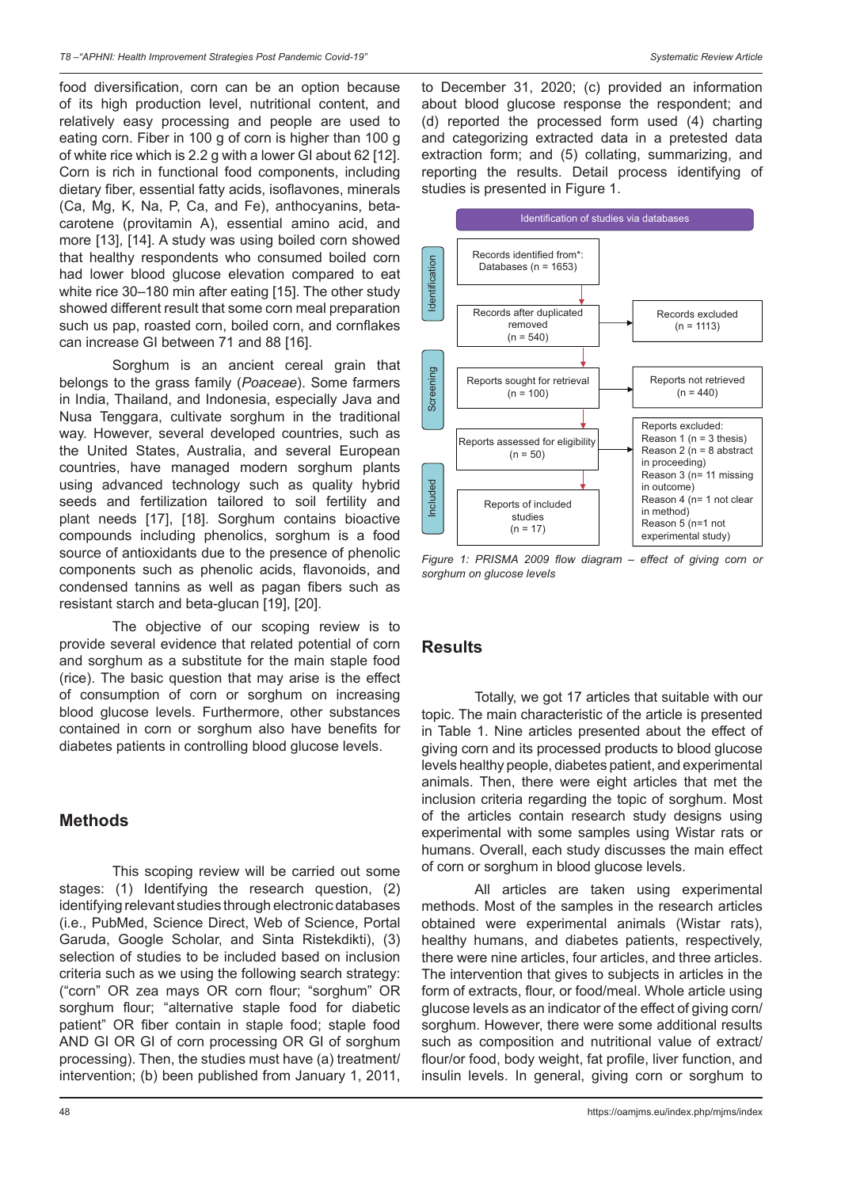food diversification, corn can be an option because of its high production level, nutritional content, and relatively easy processing and people are used to eating corn. Fiber in 100 g of corn is higher than 100 g of white rice which is 2.2 g with a lower GI about 62 [12]. Corn is rich in functional food components, including dietary fiber, essential fatty acids, isoflavones, minerals (Ca, Mg, K, Na, P, Ca, and Fe), anthocyanins, beta-carotene (provitamin A), essential amino acid, and more [13], [14]. A study was using boiled corn showed that healthy respondents who consumed boiled corn had lower blood glucose elevation compared to eat white rice 30–180 min after eating [15]. The other study showed different result that some corn meal preparation such us pap, roasted corn, boiled corn, and cornflakes can increase GI between 71 and 88 [16].

Sorghum is an ancient cereal grain that belongs to the grass family (*Poaceae*). Some farmers in India, Thailand, and Indonesia, especially Java and Nusa Tenggara, cultivate sorghum in the traditional way. However, several developed countries, such as the United States, Australia, and several European countries, have managed modern sorghum plants using advanced technology such as quality hybrid seeds and fertilization tailored to soil fertility and plant needs [17], [18]. Sorghum contains bioactive compounds including phenolics, sorghum is a food source of antioxidants due to the presence of phenolic components such as phenolic acids, flavonoids, and condensed tannins as well as pagan fibers such as resistant starch and beta-glucan [19], [20].

The objective of our scoping review is to provide several evidence that related potential of corn and sorghum as a substitute for the main staple food (rice). The basic question that may arise is the effect of consumption of corn or sorghum on increasing blood glucose levels. Furthermore, other substances contained in corn or sorghum also have benefits for diabetes patients in controlling blood glucose levels.

## Methods

This scoping review will be carried out some stages: (1) Identifying the research question, (2) identifying relevant studies through electronic databases (i.e., PubMed, Science Direct, Web of Science, Portal Garuda, Google Scholar, and Sinta Ristekdikti), (3) selection of studies to be included based on inclusion criteria such as we using the following search strategy: ("corn" OR zea mays OR corn flour; "sorghum" OR sorghum flour; "alternative staple food for diabetic patient" OR fiber contain in staple food; staple food AND GI OR GI of corn processing OR GI of sorghum processing). Then, the studies must have (a) treatment/intervention; (b) been published from January 1, 2011, to December 31, 2020; (c) provided an information about blood glucose response the respondent; and (d) reported the processed form used (4) charting and categorizing extracted data in a pretested data extraction form; and (5) collating, summarizing, and reporting the results. Detail process identifying of studies is presented in Figure 1.

Identification of studies via databases

**Identification**
- Records identified from*: Databases (n = 1653)
- Records after duplicated removed (n = 540) → Records excluded (n = 1113)

**Screening**
- Reports sought for retrieval (n = 100) → Reports not retrieved (n = 440)
- Reports assessed for eligibility (n = 50) → Reports excluded: Reason 1 (n = 3 thesis); Reason 2 (n = 8 abstract in proceeding); Reason 3 (n= 11 missing in outcome); Reason 4 (n= 1 not clear in method); Reason 5 (n=1 not experimental study)

**Included**
- Reports of included studies (n = 17)

*Figure 1: PRISMA 2009 flow diagram – effect of giving corn or sorghum on glucose levels*

## Results

Totally, we got 17 articles that suitable with our topic. The main characteristic of the article is presented in Table 1. Nine articles presented about the effect of giving corn and its processed products to blood glucose levels healthy people, diabetes patient, and experimental animals. Then, there were eight articles that met the inclusion criteria regarding the topic of sorghum. Most of the articles contain research study designs using experimental with some samples using Wistar rats or humans. Overall, each study discusses the main effect of corn or sorghum in blood glucose levels.

All articles are taken using experimental methods. Most of the samples in the research articles obtained were experimental animals (Wistar rats), healthy humans, and diabetes patients, respectively, there were nine articles, four articles, and three articles. The intervention that gives to subjects in articles in the form of extracts, flour, or food/meal. Whole article using glucose levels as an indicator of the effect of giving corn/sorghum. However, there were some additional results such as composition and nutritional value of extract/flour/or food, body weight, fat profile, liver function, and insulin levels. In general, giving corn or sorghum to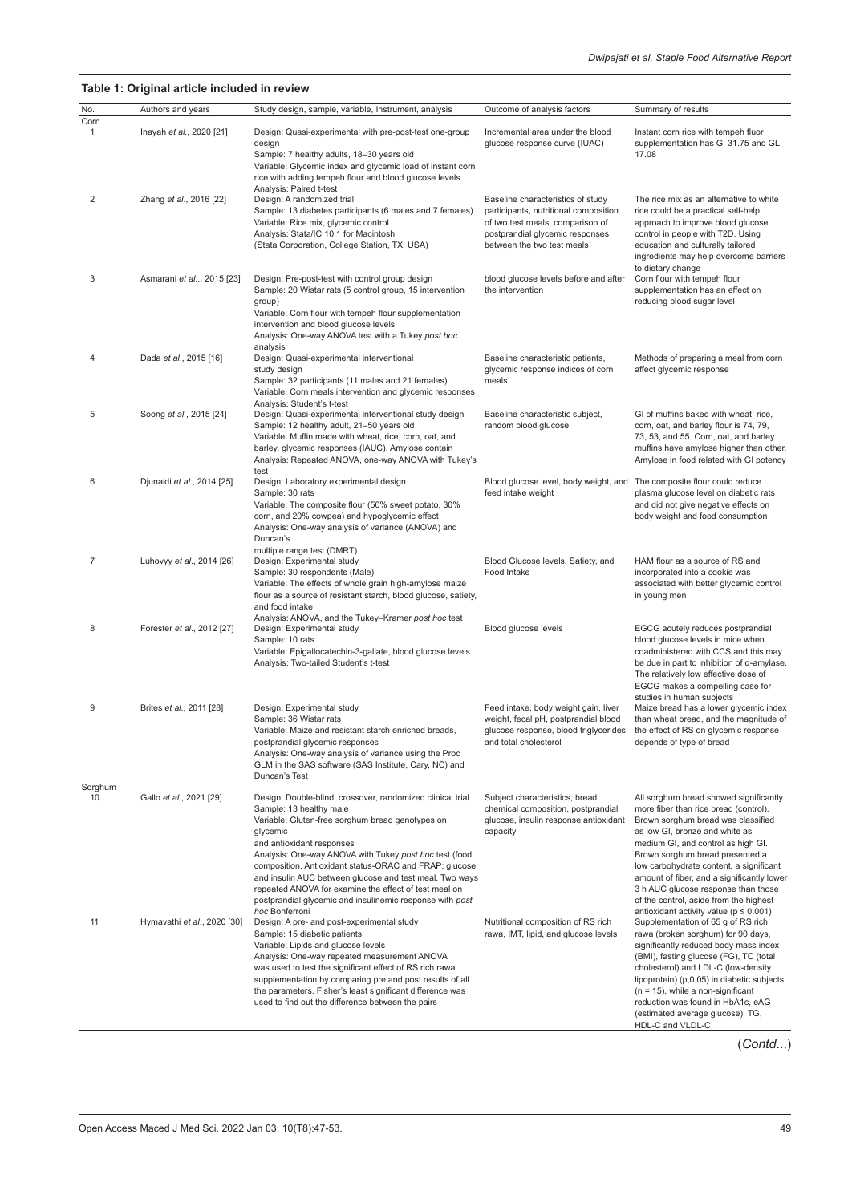**Table 1: Original article included in review**

| No. | Authors and years | Study design, sample, variable, Instrument, analysis | Outcome of analysis factors | Summary of results |
|---|---|---|---|---|
| Corn | | | | |
| 1 | Inayah *et al*., 2020 [21] | Design: Quasi-experimental with pre-post-test one-group design<br>Sample: 7 healthy adults, 18–30 years old<br>Variable: Glycemic index and glycemic load of instant corn rice with adding tempeh flour and blood glucose levels<br>Analysis: Paired t-test | Incremental area under the blood glucose response curve (IUAC) | Instant corn rice with tempeh fluor supplementation has GI 31.75 and GL 17.08 |
| 2 | Zhang *et al*., 2016 [22] | Design: A randomized trial<br>Sample: 13 diabetes participants (6 males and 7 females)<br>Variable: Rice mix, glycemic control<br>Analysis: Stata/IC 10.1 for Macintosh<br>(Stata Corporation, College Station, TX, USA) | Baseline characteristics of study participants, nutritional composition of two test meals, comparison of postprandial glycemic responses between the two test meals | The rice mix as an alternative to white rice could be a practical self-help approach to improve blood glucose control in people with T2D. Using education and culturally tailored ingredients may help overcome barriers to dietary change |
| 3 | Asmarani *et al*.., 2015 [23] | Design: Pre-post-test with control group design<br>Sample: 20 Wistar rats (5 control group, 15 intervention group)<br>Variable: Corn flour with tempeh flour supplementation intervention and blood glucose levels<br>Analysis: One-way ANOVA test with a Tukey *post hoc* analysis | blood glucose levels before and after the intervention | Corn flour with tempeh flour supplementation has an effect on reducing blood sugar level |
| 4 | Dada *et al*., 2015 [16] | Design: Quasi-experimental interventional study design<br>Sample: 32 participants (11 males and 21 females)<br>Variable: Corn meals intervention and glycemic responses<br>Analysis: Student's t-test | Baseline characteristic patients, glycemic response indices of corn meals | Methods of preparing a meal from corn affect glycemic response |
| 5 | Soong *et al*., 2015 [24] | Design: Quasi-experimental interventional study design<br>Sample: 12 healthy adult, 21–50 years old<br>Variable: Muffin made with wheat, rice, corn, oat, and barley, glycemic responses (IAUC). Amylose contain<br>Analysis: Repeated ANOVA, one-way ANOVA with Tukey's test | Baseline characteristic subject, random blood glucose | GI of muffins baked with wheat, rice, corn, oat, and barley flour is 74, 79, 73, 53, and 55. Corn, oat, and barley muffins have amylose higher than other. Amylose in food related with GI potency |
| 6 | Djunaidi *et al*., 2014 [25] | Design: Laboratory experimental design<br>Sample: 30 rats<br>Variable: The composite flour (50% sweet potato, 30% corn, and 20% cowpea) and hypoglycemic effect<br>Analysis: One-way analysis of variance (ANOVA) and Duncan's<br>multiple range test (DMRT) | Blood glucose level, body weight, and feed intake weight | The composite flour could reduce plasma glucose level on diabetic rats and did not give negative effects on body weight and food consumption |
| 7 | Luhovyy *et al*., 2014 [26] | Design: Experimental study<br>Sample: 30 respondents (Male)<br>Variable: The effects of whole grain high-amylose maize flour as a source of resistant starch, blood glucose, satiety, and food intake<br>Analysis: ANOVA, and the Tukey–Kramer *post hoc* test | Blood Glucose levels, Satiety, and Food Intake | HAM flour as a source of RS and incorporated into a cookie was associated with better glycemic control in young men |
| 8 | Forester *et al*., 2012 [27] | Design: Experimental study<br>Sample: 10 rats<br>Variable: Epigallocatechin-3-gallate, blood glucose levels<br>Analysis: Two-tailed Student's t-test | Blood glucose levels | EGCG acutely reduces postprandial blood glucose levels in mice when coadministered with CCS and this may be due in part to inhibition of α-amylase. The relatively low effective dose of EGCG makes a compelling case for studies in human subjects |
| 9 | Brites *et al*., 2011 [28] | Design: Experimental study<br>Sample: 36 Wistar rats<br>Variable: Maize and resistant starch enriched breads, postprandial glycemic responses<br>Analysis: One-way analysis of variance using the Proc GLM in the SAS software (SAS Institute, Cary, NC) and Duncan's Test | Feed intake, body weight gain, liver weight, fecal pH, postprandial blood glucose response, blood triglycerides, and total cholesterol | Maize bread has a lower glycemic index than wheat bread, and the magnitude of the effect of RS on glycemic response depends of type of bread |
| Sorghum | | | | |
| 10 | Gallo *et al*., 2021 [29] | Design: Double-blind, crossover, randomized clinical trial<br>Sample: 13 healthy male<br>Variable: Gluten-free sorghum bread genotypes on glycemic<br>and antioxidant responses<br>Analysis: One-way ANOVA with Tukey *post hoc* test (food composition. Antioxidant status-ORAC and FRAP; glucose and insulin AUC between glucose and test meal. Two ways repeated ANOVA for examine the effect of test meal on postprandial glycemic and insulinemic response with *post hoc* Bonferroni | Subject characteristics, bread chemical composition, postprandial glucose, insulin response antioxidant capacity | All sorghum bread showed significantly more fiber than rice bread (control). Brown sorghum bread was classified as low GI, bronze and white as medium GI, and control as high GI. Brown sorghum bread presented a low carbohydrate content, a significant amount of fiber, and a significantly lower 3 h AUC glucose response than those of the control, aside from the highest antioxidant activity value ($p \leq 0.001$) |
| 11 | Hymavathi *et al*., 2020 [30] | Design: A pre- and post-experimental study<br>Sample: 15 diabetic patients<br>Variable: Lipids and glucose levels<br>Analysis: One-way repeated measurement ANOVA was used to test the significant effect of RS rich rawa supplementation by comparing pre and post results of all the parameters. Fisher's least significant difference was used to find out the difference between the pairs | Nutritional composition of RS rich rawa, IMT, lipid, and glucose levels | Supplementation of 65 g of RS rich rawa (broken sorghum) for 90 days, significantly reduced body mass index (BMI), fasting glucose (FG), TC (total cholesterol) and LDL-C (low-density lipoprotein) (p,0.05) in diabetic subjects (n = 15), while a non-significant reduction was found in HbA1c, eAG (estimated average glucose), TG, HDL-C and VLDL-C |

(*Contd*...)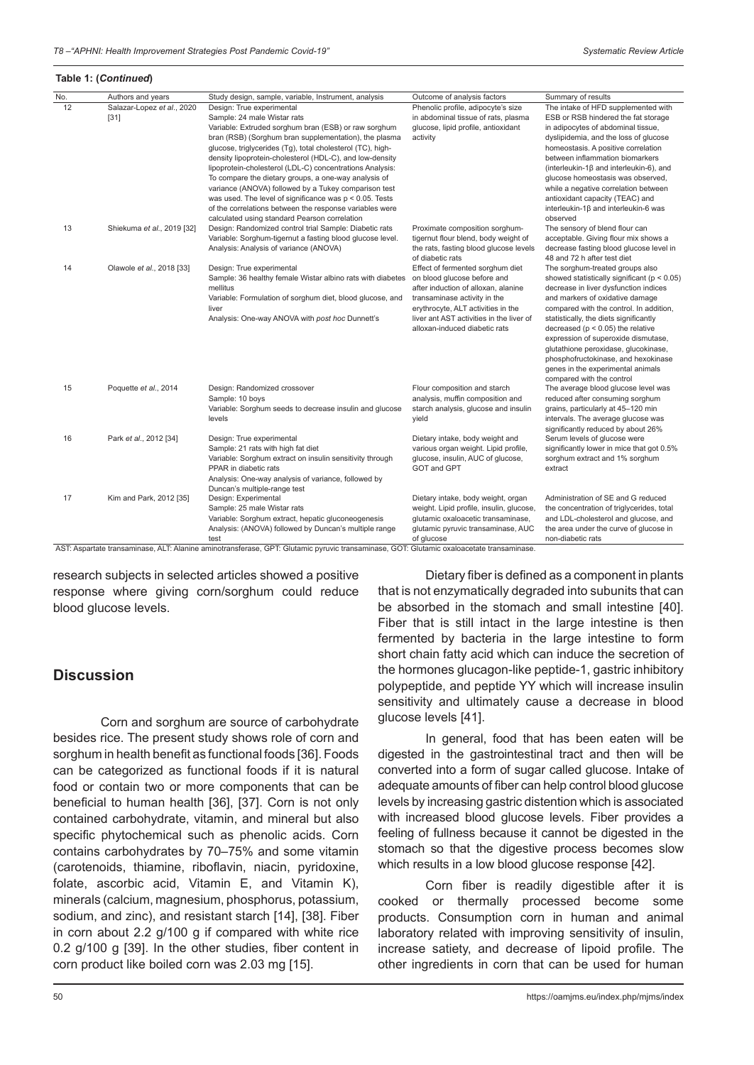**Table 1: (*Continued*)**

| No. | Authors and years | Study design, sample, variable, Instrument, analysis | Outcome of analysis factors | Summary of results |
|---|---|---|---|---|
| 12 | Salazar-Lopez *et al*., 2020 [31] | Design: True experimental<br>Sample: 24 male Wistar rats<br>Variable: Extruded sorghum bran (ESB) or raw sorghum bran (RSB) (Sorghum bran supplementation), the plasma glucose, triglycerides (Tg), total cholesterol (TC), high-density lipoprotein-cholesterol (HDL-C), and low-density lipoprotein-cholesterol (LDL-C) concentrations Analysis: To compare the dietary groups, a one-way analysis of variance (ANOVA) followed by a Tukey comparison test was used. The level of significance was $p < 0.05$. Tests of the correlations between the response variables were calculated using standard Pearson correlation | Phenolic profile, adipocyte's size in abdominal tissue of rats, plasma glucose, lipid profile, antioxidant activity | The intake of HFD supplemented with ESB or RSB hindered the fat storage in adipocytes of abdominal tissue, dyslipidemia, and the loss of glucose homeostasis. A positive correlation between inflammation biomarkers (interleukin-1β and interleukin-6), and glucose homeostasis was observed, while a negative correlation between antioxidant capacity (TEAC) and interleukin-1β and interleukin-6 was observed |
| 13 | Shiekuma *et al*., 2019 [32] | Design: Randomized control trial Sample: Diabetic rats<br>Variable: Sorghum-tigernut a fasting blood glucose level.<br>Analysis: Analysis of variance (ANOVA) | Proximate composition sorghum-tigernut flour blend, body weight of the rats, fasting blood glucose levels of diabetic rats | The sensory of blend flour can acceptable. Giving flour mix shows a decrease fasting blood glucose level in 48 and 72 h after test diet |
| 14 | Olawole *et al*., 2018 [33] | Design: True experimental<br>Sample: 36 healthy female Wistar albino rats with diabetes mellitus<br>Variable: Formulation of sorghum diet, blood glucose, and liver<br>Analysis: One-way ANOVA with *post hoc* Dunnett's | Effect of fermented sorghum diet on blood glucose before and after induction of alloxan, alanine transaminase activity in the erythrocyte, ALT activities in the liver ant AST activities in the liver of alloxan-induced diabetic rats | The sorghum-treated groups also showed statistically significant ($p < 0.05$) decrease in liver dysfunction indices and markers of oxidative damage compared with the control. In addition, statistically, the diets significantly decreased ($p < 0.05$) the relative expression of superoxide dismutase, glutathione peroxidase, glucokinase, phosphofructokinase, and hexokinase genes in the experimental animals compared with the control |
| 15 | Poquette *et al*., 2014 | Design: Randomized crossover<br>Sample: 10 boys<br>Variable: Sorghum seeds to decrease insulin and glucose levels | Flour composition and starch analysis, muffin composition and starch analysis, glucose and insulin yield | The average blood glucose level was reduced after consuming sorghum grains, particularly at 45–120 min intervals. The average glucose was significantly reduced by about 26% |
| 16 | Park *et al*., 2012 [34] | Design: True experimental<br>Sample: 21 rats with high fat diet<br>Variable: Sorghum extract on insulin sensitivity through PPAR in diabetic rats<br>Analysis: One-way analysis of variance, followed by Duncan's multiple-range test | Dietary intake, body weight and various organ weight. Lipid profile, glucose, insulin, AUC of glucose, GOT and GPT | Serum levels of glucose were significantly lower in mice that got 0.5% sorghum extract and 1% sorghum extract |
| 17 | Kim and Park, 2012 [35] | Design: Experimental<br>Sample: 25 male Wistar rats<br>Variable: Sorghum extract, hepatic gluconeogenesis<br>Analysis: (ANOVA) followed by Duncan's multiple range test | Dietary intake, body weight, organ weight. Lipid profile, insulin, glucose, glutamic oxaloacetic transaminase, glutamic pyruvic transaminase, AUC of glucose | Administration of SE and G reduced the concentration of triglycerides, total and LDL-cholesterol and glucose, and the area under the curve of glucose in non-diabetic rats |

AST: Aspartate transaminase, ALT: Alanine aminotransferase, GPT: Glutamic pyruvic transaminase, GOT: Glutamic oxaloacetate transaminase.

research subjects in selected articles showed a positive response where giving corn/sorghum could reduce blood glucose levels.

## Discussion

Corn and sorghum are source of carbohydrate besides rice. The present study shows role of corn and sorghum in health benefit as functional foods [36]. Foods can be categorized as functional foods if it is natural food or contain two or more components that can be beneficial to human health [36], [37]. Corn is not only contained carbohydrate, vitamin, and mineral but also specific phytochemical such as phenolic acids. Corn contains carbohydrates by 70–75% and some vitamin (carotenoids, thiamine, riboflavin, niacin, pyridoxine, folate, ascorbic acid, Vitamin E, and Vitamin K), minerals (calcium, magnesium, phosphorus, potassium, sodium, and zinc), and resistant starch [14], [38]. Fiber in corn about 2.2 g/100 g if compared with white rice 0.2 g/100 g [39]. In the other studies, fiber content in corn product like boiled corn was 2.03 mg [15].

Dietary fiber is defined as a component in plants that is not enzymatically degraded into subunits that can be absorbed in the stomach and small intestine [40]. Fiber that is still intact in the large intestine is then fermented by bacteria in the large intestine to form short chain fatty acid which can induce the secretion of the hormones glucagon-like peptide-1, gastric inhibitory polypeptide, and peptide YY which will increase insulin sensitivity and ultimately cause a decrease in blood glucose levels [41].

In general, food that has been eaten will be digested in the gastrointestinal tract and then will be converted into a form of sugar called glucose. Intake of adequate amounts of fiber can help control blood glucose levels by increasing gastric distention which is associated with increased blood glucose levels. Fiber provides a feeling of fullness because it cannot be digested in the stomach so that the digestive process becomes slow which results in a low blood glucose response [42].

Corn fiber is readily digestible after it is cooked or thermally processed become some products. Consumption corn in human and animal laboratory related with improving sensitivity of insulin, increase satiety, and decrease of lipoid profile. The other ingredients in corn that can be used for human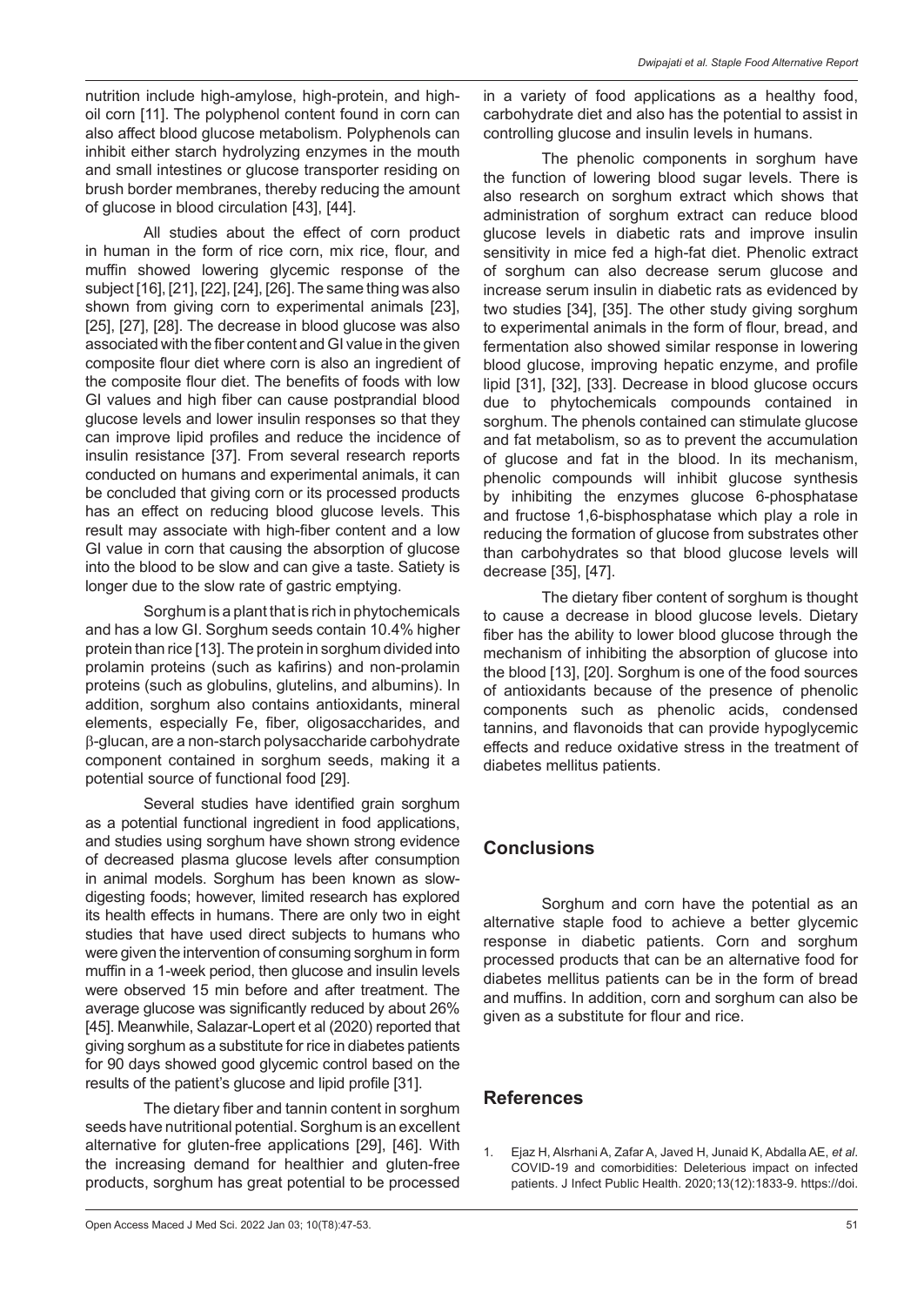nutrition include high-amylose, high-protein, and high-oil corn [11]. The polyphenol content found in corn can also affect blood glucose metabolism. Polyphenols can inhibit either starch hydrolyzing enzymes in the mouth and small intestines or glucose transporter residing on brush border membranes, thereby reducing the amount of glucose in blood circulation [43], [44].

All studies about the effect of corn product in human in the form of rice corn, mix rice, flour, and muffin showed lowering glycemic response of the subject [16], [21], [22], [24], [26]. The same thing was also shown from giving corn to experimental animals [23], [25], [27], [28]. The decrease in blood glucose was also associated with the fiber content and GI value in the given composite flour diet where corn is also an ingredient of the composite flour diet. The benefits of foods with low GI values and high fiber can cause postprandial blood glucose levels and lower insulin responses so that they can improve lipid profiles and reduce the incidence of insulin resistance [37]. From several research reports conducted on humans and experimental animals, it can be concluded that giving corn or its processed products has an effect on reducing blood glucose levels. This result may associate with high-fiber content and a low GI value in corn that causing the absorption of glucose into the blood to be slow and can give a taste. Satiety is longer due to the slow rate of gastric emptying.

Sorghum is a plant that is rich in phytochemicals and has a low GI. Sorghum seeds contain 10.4% higher protein than rice [13]. The protein in sorghum divided into prolamin proteins (such as kafirins) and non-prolamin proteins (such as globulins, glutelins, and albumins). In addition, sorghum also contains antioxidants, mineral elements, especially Fe, fiber, oligosaccharides, and β-glucan, are a non-starch polysaccharide carbohydrate component contained in sorghum seeds, making it a potential source of functional food [29].

Several studies have identified grain sorghum as a potential functional ingredient in food applications, and studies using sorghum have shown strong evidence of decreased plasma glucose levels after consumption in animal models. Sorghum has been known as slow-digesting foods; however, limited research has explored its health effects in humans. There are only two in eight studies that have used direct subjects to humans who were given the intervention of consuming sorghum in form muffin in a 1-week period, then glucose and insulin levels were observed 15 min before and after treatment. The average glucose was significantly reduced by about 26% [45]. Meanwhile, Salazar-Lopert et al (2020) reported that giving sorghum as a substitute for rice in diabetes patients for 90 days showed good glycemic control based on the results of the patient's glucose and lipid profile [31].

The dietary fiber and tannin content in sorghum seeds have nutritional potential. Sorghum is an excellent alternative for gluten-free applications [29], [46]. With the increasing demand for healthier and gluten-free products, sorghum has great potential to be processed in a variety of food applications as a healthy food, carbohydrate diet and also has the potential to assist in controlling glucose and insulin levels in humans.

The phenolic components in sorghum have the function of lowering blood sugar levels. There is also research on sorghum extract which shows that administration of sorghum extract can reduce blood glucose levels in diabetic rats and improve insulin sensitivity in mice fed a high-fat diet. Phenolic extract of sorghum can also decrease serum glucose and increase serum insulin in diabetic rats as evidenced by two studies [34], [35]. The other study giving sorghum to experimental animals in the form of flour, bread, and fermentation also showed similar response in lowering blood glucose, improving hepatic enzyme, and profile lipid [31], [32], [33]. Decrease in blood glucose occurs due to phytochemicals compounds contained in sorghum. The phenols contained can stimulate glucose and fat metabolism, so as to prevent the accumulation of glucose and fat in the blood. In its mechanism, phenolic compounds will inhibit glucose synthesis by inhibiting the enzymes glucose 6-phosphatase and fructose 1,6-bisphosphatase which play a role in reducing the formation of glucose from substrates other than carbohydrates so that blood glucose levels will decrease [35], [47].

The dietary fiber content of sorghum is thought to cause a decrease in blood glucose levels. Dietary fiber has the ability to lower blood glucose through the mechanism of inhibiting the absorption of glucose into the blood [13], [20]. Sorghum is one of the food sources of antioxidants because of the presence of phenolic components such as phenolic acids, condensed tannins, and flavonoids that can provide hypoglycemic effects and reduce oxidative stress in the treatment of diabetes mellitus patients.

## Conclusions

Sorghum and corn have the potential as an alternative staple food to achieve a better glycemic response in diabetic patients. Corn and sorghum processed products that can be an alternative food for diabetes mellitus patients can be in the form of bread and muffins. In addition, corn and sorghum can also be given as a substitute for flour and rice.

## References

1. Ejaz H, Alsrhani A, Zafar A, Javed H, Junaid K, Abdalla AE, *et al*. COVID-19 and comorbidities: Deleterious impact on infected patients. J Infect Public Health. 2020;13(12):1833-9. https://doi.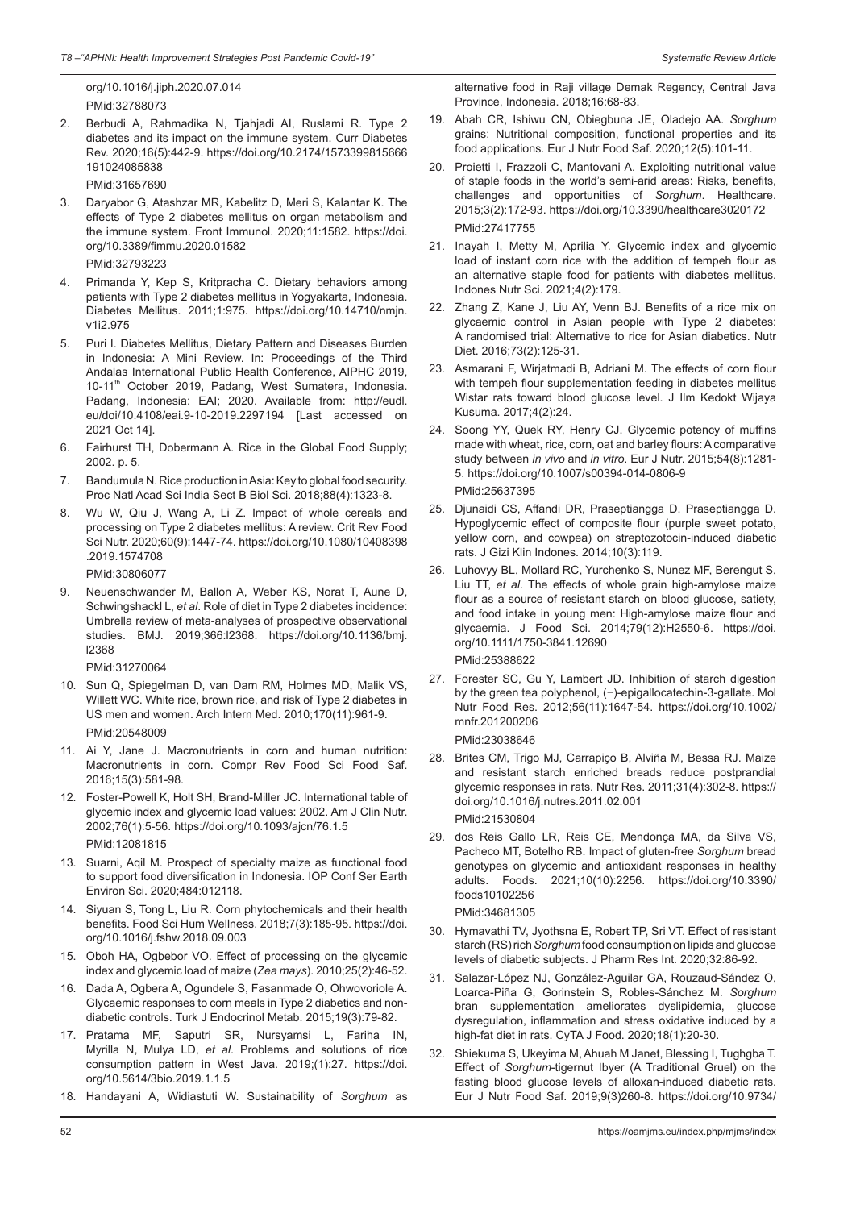org/10.1016/j.jiph.2020.07.014 PMid:32788073

2. Berbudi A, Rahmadika N, Tjahjadi AI, Ruslami R. Type 2 diabetes and its impact on the immune system. Curr Diabetes Rev. 2020;16(5):442-9. https://doi.org/10.2174/1573399815666191024085838 PMid:31657690
3. Daryabor G, Atashzar MR, Kabelitz D, Meri S, Kalantar K. The effects of Type 2 diabetes mellitus on organ metabolism and the immune system. Front Immunol. 2020;11:1582. https://doi.org/10.3389/fimmu.2020.01582 PMid:32793223
4. Primanda Y, Kep S, Kritpracha C. Dietary behaviors among patients with Type 2 diabetes mellitus in Yogyakarta, Indonesia. Diabetes Mellitus. 2011;1:975. https://doi.org/10.14710/nmjn.v1i2.975
5. Puri I. Diabetes Mellitus, Dietary Pattern and Diseases Burden in Indonesia: A Mini Review. In: Proceedings of the Third Andalas International Public Health Conference, AIPHC 2019, 10-11th October 2019, Padang, West Sumatera, Indonesia. Padang, Indonesia: EAI; 2020. Available from: http://eudl.eu/doi/10.4108/eai.9-10-2019.2297194 [Last accessed on 2021 Oct 14].
6. Fairhurst TH, Dobermann A. Rice in the Global Food Supply; 2002. p. 5.
7. Bandumula N. Rice production in Asia: Key to global food security. Proc Natl Acad Sci India Sect B Biol Sci. 2018;88(4):1323-8.
8. Wu W, Qiu J, Wang A, Li Z. Impact of whole cereals and processing on Type 2 diabetes mellitus: A review. Crit Rev Food Sci Nutr. 2020;60(9):1447-74. https://doi.org/10.1080/10408398.2019.1574708 PMid:30806077
9. Neuenschwander M, Ballon A, Weber KS, Norat T, Aune D, Schwingshackl L, *et al*. Role of diet in Type 2 diabetes incidence: Umbrella review of meta-analyses of prospective observational studies. BMJ. 2019;366:l2368. https://doi.org/10.1136/bmj.l2368 PMid:31270064
10. Sun Q, Spiegelman D, van Dam RM, Holmes MD, Malik VS, Willett WC. White rice, brown rice, and risk of Type 2 diabetes in US men and women. Arch Intern Med. 2010;170(11):961-9. PMid:20548009
11. Ai Y, Jane J. Macronutrients in corn and human nutrition: Macronutrients in corn. Compr Rev Food Sci Food Saf. 2016;15(3):581-98.
12. Foster-Powell K, Holt SH, Brand-Miller JC. International table of glycemic index and glycemic load values: 2002. Am J Clin Nutr. 2002;76(1):5-56. https://doi.org/10.1093/ajcn/76.1.5 PMid:12081815
13. Suarni, Aqil M. Prospect of specialty maize as functional food to support food diversification in Indonesia. IOP Conf Ser Earth Environ Sci. 2020;484:012118.
14. Siyuan S, Tong L, Liu R. Corn phytochemicals and their health benefits. Food Sci Hum Wellness. 2018;7(3):185-95. https://doi.org/10.1016/j.fshw.2018.09.003
15. Oboh HA, Ogbebor VO. Effect of processing on the glycemic index and glycemic load of maize (*Zea mays*). 2010;25(2):46-52.
16. Dada A, Ogbera A, Ogundele S, Fasanmade O, Ohwovoriole A. Glycaemic responses to corn meals in Type 2 diabetics and non-diabetic controls. Turk J Endocrinol Metab. 2015;19(3):79-82.
17. Pratama MF, Saputri SR, Nursyamsi L, Fariha IN, Myrilla N, Mulya LD, *et al*. Problems and solutions of rice consumption pattern in West Java. 2019;(1):27. https://doi.org/10.5614/3bio.2019.1.1.5
18. Handayani A, Widiastuti W. Sustainability of *Sorghum* as alternative food in Raji village Demak Regency, Central Java Province, Indonesia. 2018;16:68-83.
19. Abah CR, Ishiwu CN, Obiegbuna JE, Oladejo AA. *Sorghum* grains: Nutritional composition, functional properties and its food applications. Eur J Nutr Food Saf. 2020;12(5):101-11.
20. Proietti I, Frazzoli C, Mantovani A. Exploiting nutritional value of staple foods in the world's semi-arid areas: Risks, benefits, challenges and opportunities of *Sorghum*. Healthcare. 2015;3(2):172-93. https://doi.org/10.3390/healthcare3020172 PMid:27417755
21. Inayah I, Metty M, Aprilia Y. Glycemic index and glycemic load of instant corn rice with the addition of tempeh flour as an alternative staple food for patients with diabetes mellitus. Indones Nutr Sci. 2021;4(2):179.
22. Zhang Z, Kane J, Liu AY, Venn BJ. Benefits of a rice mix on glycaemic control in Asian people with Type 2 diabetes: A randomised trial: Alternative to rice for Asian diabetics. Nutr Diet. 2016;73(2):125-31.
23. Asmarani F, Wirjatmadi B, Adriani M. The effects of corn flour with tempeh flour supplementation feeding in diabetes mellitus Wistar rats toward blood glucose level. J Ilm Kedokt Wijaya Kusuma. 2017;4(2):24.
24. Soong YY, Quek RY, Henry CJ. Glycemic potency of muffins made with wheat, rice, corn, oat and barley flours: A comparative study between *in vivo* and *in vitro*. Eur J Nutr. 2015;54(8):1281-5. https://doi.org/10.1007/s00394-014-0806-9 PMid:25637395
25. Djunaidi CS, Affandi DR, Praseptiangga D. Praseptiangga D. Hypoglycemic effect of composite flour (purple sweet potato, yellow corn, and cowpea) on streptozotocin-induced diabetic rats. J Gizi Klin Indones. 2014;10(3):119.
26. Luhovyy BL, Mollard RC, Yurchenko S, Nunez MF, Berengut S, Liu TT, *et al*. The effects of whole grain high-amylose maize flour as a source of resistant starch on blood glucose, satiety, and food intake in young men: High-amylose maize flour and glycaemia. J Food Sci. 2014;79(12):H2550-6. https://doi.org/10.1111/1750-3841.12690 PMid:25388622
27. Forester SC, Gu Y, Lambert JD. Inhibition of starch digestion by the green tea polyphenol, (−)-epigallocatechin-3-gallate. Mol Nutr Food Res. 2012;56(11):1647-54. https://doi.org/10.1002/mnfr.201200206 PMid:23038646
28. Brites CM, Trigo MJ, Carrapiço B, Alviña M, Bessa RJ. Maize and resistant starch enriched breads reduce postprandial glycemic responses in rats. Nutr Res. 2011;31(4):302-8. https://doi.org/10.1016/j.nutres.2011.02.001 PMid:21530804
29. dos Reis Gallo LR, Reis CE, Mendonça MA, da Silva VS, Pacheco MT, Botelho RB. Impact of gluten-free *Sorghum* bread genotypes on glycemic and antioxidant responses in healthy adults. Foods. 2021;10(10):2256. https://doi.org/10.3390/foods10102256 PMid:34681305
30. Hymavathi TV, Jyothsna E, Robert TP, Sri VT. Effect of resistant starch (RS) rich *Sorghum* food consumption on lipids and glucose levels of diabetic subjects. J Pharm Res Int. 2020;32:86-92.
31. Salazar-López NJ, González-Aguilar GA, Rouzaud-Sández O, Loarca-Piña G, Gorinstein S, Robles-Sánchez M. *Sorghum* bran supplementation ameliorates dyslipidemia, glucose dysregulation, inflammation and stress oxidative induced by a high-fat diet in rats. CyTA J Food. 2020;18(1):20-30.
32. Shiekuma S, Ukeyima M, Ahuah M Janet, Blessing I, Tughgba T. Effect of *Sorghum*-tigernut Ibyer (A Traditional Gruel) on the fasting blood glucose levels of alloxan-induced diabetic rats. Eur J Nutr Food Saf. 2019;9(3)260-8. https://doi.org/10.9734/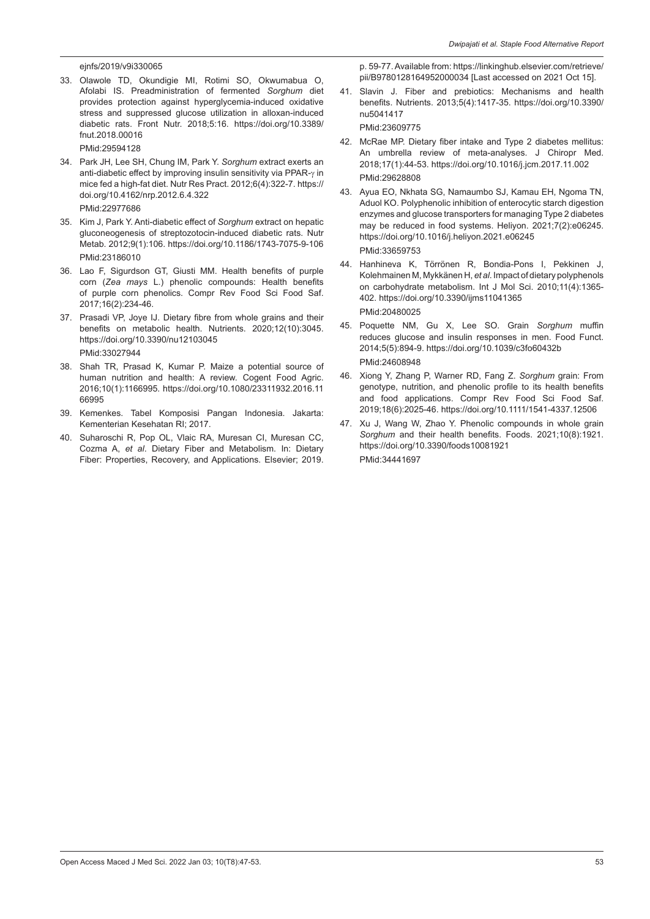ejnfs/2019/v9i330065

33. Olawole TD, Okundigie MI, Rotimi SO, Okwumabua O, Afolabi IS. Preadministration of fermented *Sorghum* diet provides protection against hyperglycemia-induced oxidative stress and suppressed glucose utilization in alloxan-induced diabetic rats. Front Nutr. 2018;5:16. https://doi.org/10.3389/fnut.2018.00016

    PMid:29594128

34. Park JH, Lee SH, Chung IM, Park Y. *Sorghum* extract exerts an anti-diabetic effect by improving insulin sensitivity via PPAR-$\gamma$ in mice fed a high-fat diet. Nutr Res Pract. 2012;6(4):322-7. https://doi.org/10.4162/nrp.2012.6.4.322

    PMid:22977686

35. Kim J, Park Y. Anti-diabetic effect of *Sorghum* extract on hepatic gluconeogenesis of streptozotocin-induced diabetic rats. Nutr Metab. 2012;9(1):106. https://doi.org/10.1186/1743-7075-9-106

    PMid:23186010

36. Lao F, Sigurdson GT, Giusti MM. Health benefits of purple corn (*Zea mays* L.) phenolic compounds: Health benefits of purple corn phenolics. Compr Rev Food Sci Food Saf. 2017;16(2):234-46.

37. Prasadi VP, Joye IJ. Dietary fibre from whole grains and their benefits on metabolic health. Nutrients. 2020;12(10):3045. https://doi.org/10.3390/nu12103045

    PMid:33027944

38. Shah TR, Prasad K, Kumar P. Maize a potential source of human nutrition and health: A review. Cogent Food Agric. 2016;10(1):1166995. https://doi.org/10.1080/23311932.2016.1166995

39. Kemenkes. Tabel Komposisi Pangan Indonesia. Jakarta: Kementerian Kesehatan RI; 2017.

40. Suharoschi R, Pop OL, Vlaic RA, Muresan CI, Muresan CC, Cozma A, *et al*. Dietary Fiber and Metabolism. In: Dietary Fiber: Properties, Recovery, and Applications. Elsevier; 2019. p. 59-77. Available from: https://linkinghub.elsevier.com/retrieve/pii/B9780128164952000034 [Last accessed on 2021 Oct 15].

41. Slavin J. Fiber and prebiotics: Mechanisms and health benefits. Nutrients. 2013;5(4):1417-35. https://doi.org/10.3390/nu5041417

    PMid:23609775

42. McRae MP. Dietary fiber intake and Type 2 diabetes mellitus: An umbrella review of meta-analyses. J Chiropr Med. 2018;17(1):44-53. https://doi.org/10.1016/j.jcm.2017.11.002

    PMid:29628808

43. Ayua EO, Nkhata SG, Namaumbo SJ, Kamau EH, Ngoma TN, Aduol KO. Polyphenolic inhibition of enterocytic starch digestion enzymes and glucose transporters for managing Type 2 diabetes may be reduced in food systems. Heliyon. 2021;7(2):e06245. https://doi.org/10.1016/j.heliyon.2021.e06245

    PMid:33659753

44. Hanhineva K, Törrönen R, Bondia-Pons I, Pekkinen J, Kolehmainen M, Mykkänen H, *et al*. Impact of dietary polyphenols on carbohydrate metabolism. Int J Mol Sci. 2010;11(4):1365-402. https://doi.org/10.3390/ijms11041365

    PMid:20480025

45. Poquette NM, Gu X, Lee SO. Grain *Sorghum* muffin reduces glucose and insulin responses in men. Food Funct. 2014;5(5):894-9. https://doi.org/10.1039/c3fo60432b

    PMid:24608948

46. Xiong Y, Zhang P, Warner RD, Fang Z. *Sorghum* grain: From genotype, nutrition, and phenolic profile to its health benefits and food applications. Compr Rev Food Sci Food Saf. 2019;18(6):2025-46. https://doi.org/10.1111/1541-4337.12506

47. Xu J, Wang W, Zhao Y. Phenolic compounds in whole grain *Sorghum* and their health benefits. Foods. 2021;10(8):1921. https://doi.org/10.3390/foods10081921

    PMid:34441697